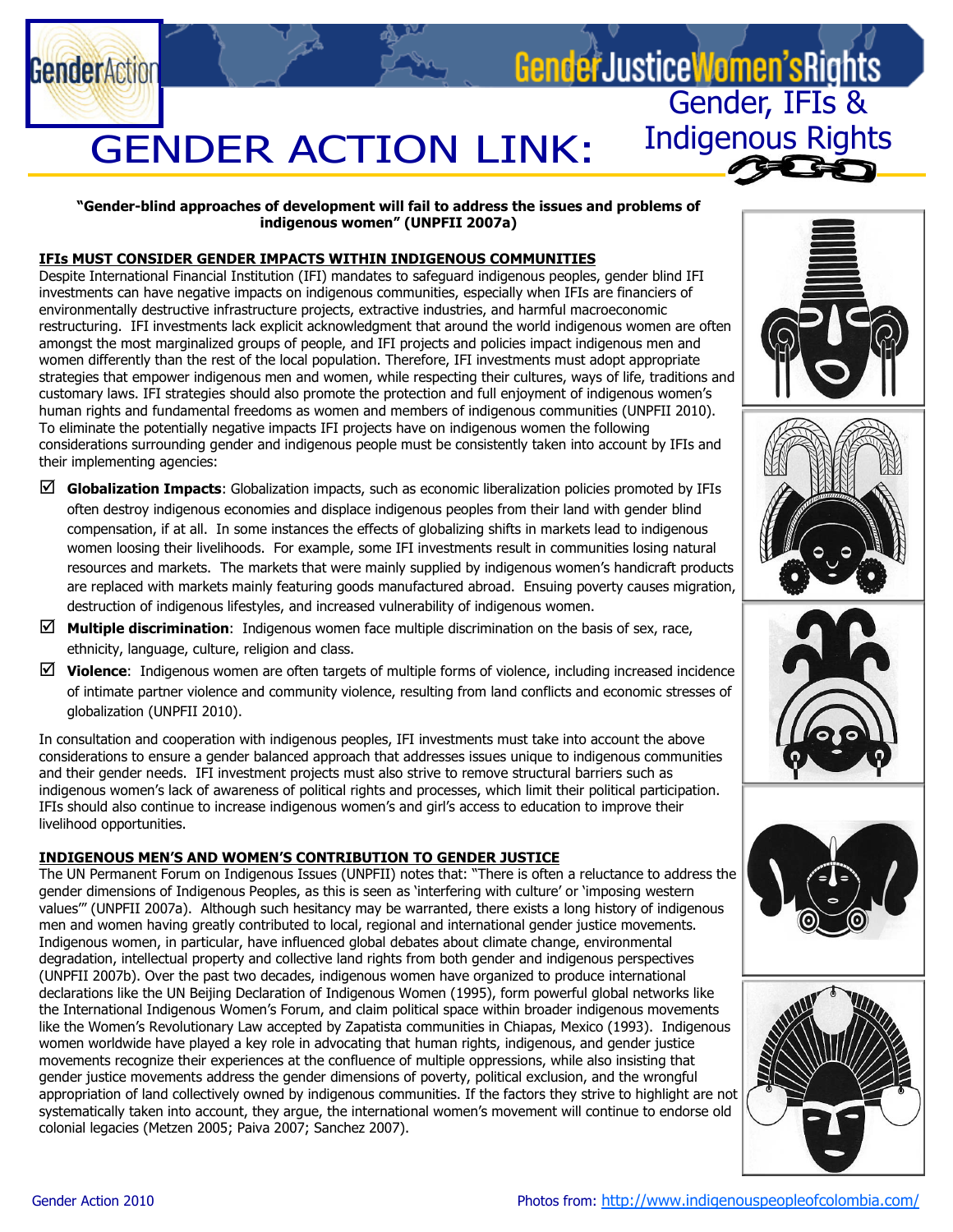# GENDER ACTION LINK: Gender, IFIs & Indigenous Rights

**"Gender-blind approaches of development will fail to address the issues and problems of indigenous women" (UNPFII 2007a)**

## IFIs MUST CONSIDER GENDER IMPACTS WITHIN INDIGENOUS COMMUNITIES

Despite International Financial Institution (IFI) mandates to safeguard indigenous peoples, gender blind IFI investments can have negative impacts on indigenous communities, especially when IFIs are financiers of environmentally destructive infrastructure projects, extractive industries, and harmful macroeconomic restructuring. IFI investments lack explicit acknowledgment that around the world indigenous women are often amongst the most marginalized groups of people, and IFI projects and policies impact indigenous men and women differently than the rest of the local population. Therefore, IFI investments must adopt appropriate strategies that empower indigenous men and women, while respecting their cultures, ways of life, traditions and customary laws. IFI strategies should also promote the protection and full enjoyment of indigenous women's human rights and fundamental freedoms as women and members of indigenous communities (UNPFII 2010). To eliminate the potentially negative impacts IFI projects have on indigenous women the following considerations surrounding gender and indigenous people must be consistently taken into account by IFIs and their implementing agencies:

- ☑ **Globalization Impacts**: Globalization impacts, such as economic liberalization policies promoted by IFIs often destroy indigenous economies and displace indigenous peoples from their land with gender blind compensation, if at all. In some instances the effects of globalizing shifts in markets lead to indigenous women loosing their livelihoods. For example, some IFI investments result in communities losing natural resources and markets. The markets that were mainly supplied by indigenous women's handicraft products are replaced with markets mainly featuring goods manufactured abroad. Ensuing poverty causes migration, destruction of indigenous lifestyles, and increased vulnerability of indigenous women.
- ☑ **Multiple discrimination**: Indigenous women face multiple discrimination on the basis of sex, race, ethnicity, language, culture, religion and class.
- ☑ **Violence**: Indigenous women are often targets of multiple forms of violence, including increased incidence of intimate partner violence and community violence, resulting from land conflicts and economic stresses of globalization (UNPFII 2010).

In consultation and cooperation with indigenous peoples, IFI investments must take into account the above considerations to ensure a gender balanced approach that addresses issues unique to indigenous communities and their gender needs. IFI investment projects must also strive to remove structural barriers such as indigenous women's lack of awareness of political rights and processes, which limit their political participation. IFIs should also continue to increase indigenous women's and girl's access to education to improve their livelihood opportunities.

## INDIGENOUS MEN'S AND WOMEN'S CONTRIBUTION TO GENDER JUSTICE

The UN Permanent Forum on Indigenous Issues (UNPFII) notes that: "There is often a reluctance to address the gender dimensions of Indigenous Peoples, as this is seen as 'interfering with culture' or 'imposing western values'" (UNPFII 2007a). Although such hesitancy may be warranted, there exists a long history of indigenous men and women having greatly contributed to local, regional and international gender justice movements. Indigenous women, in particular, have influenced global debates about climate change, environmental degradation, intellectual property and collective land rights from both gender and indigenous perspectives (UNPFII 2007b). Over the past two decades, indigenous women have organized to produce international declarations like the UN Beijing Declaration of Indigenous Women (1995), form powerful global networks like the International Indigenous Women's Forum, and claim political space within broader indigenous movements like the Women's Revolutionary Law accepted by Zapatista communities in Chiapas, Mexico (1993). Indigenous women worldwide have played a key role in advocating that human rights, indigenous, and gender justice movements recognize their experiences at the confluence of multiple oppressions, while also insisting that gender justice movements address the gender dimensions of poverty, political exclusion, and the wrongful appropriation of land collectively owned by indigenous communities. If the factors they strive to highlight are not systematically taken into account, they argue, the international women's movement will continue to endorse old colonial legacies (Metzen 2005; Paiva 2007; Sanchez 2007).

Gender Action 2010

Photos from: http://www.indigenouspeopleofcolombia.com/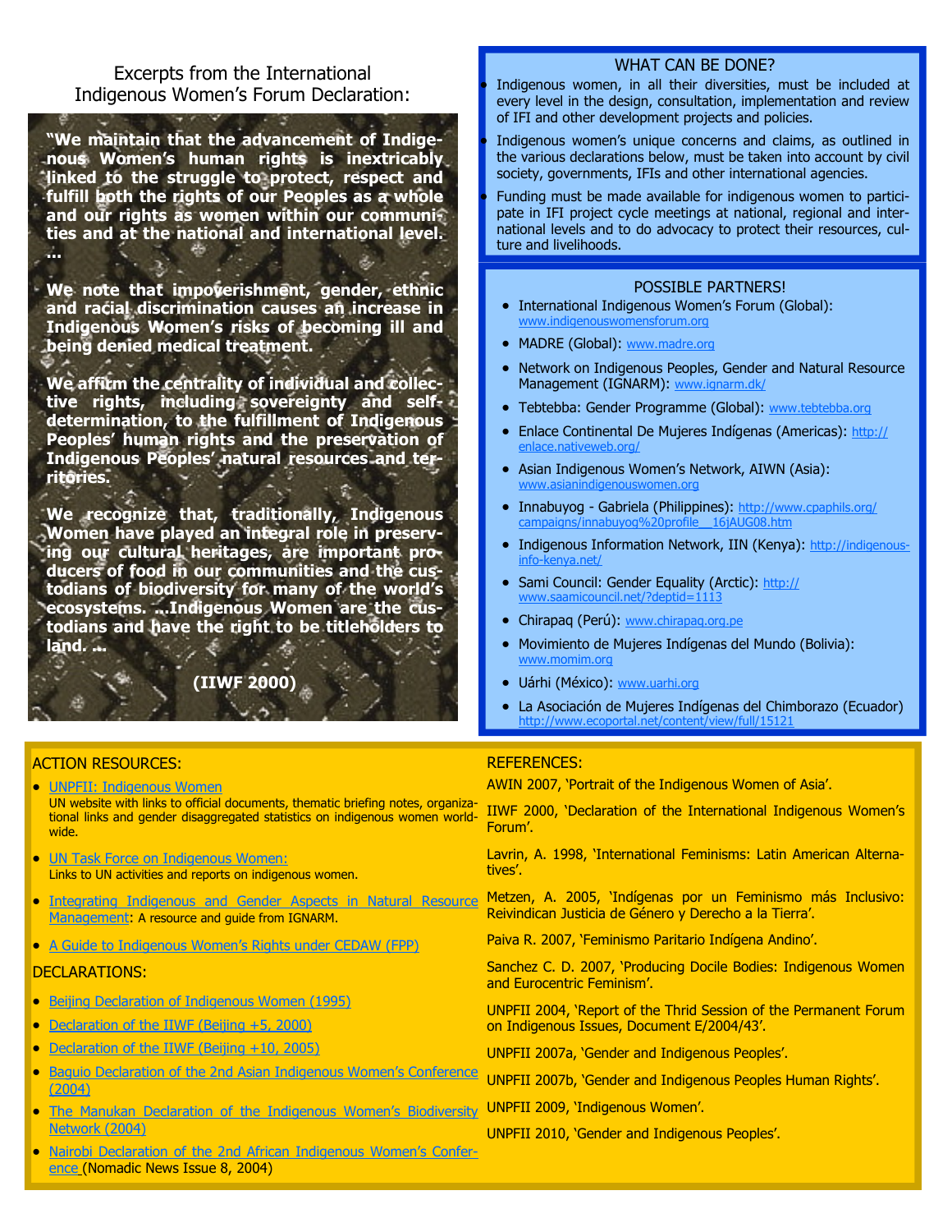## Excerpts from the International Indigenous Women's Forum Declaration:

**"We maintain that the advancement of Indigenous Women's human rights is inextricably linked to the struggle to protect, respect and fulfill both the rights of our Peoples as a whole and our rights as women within our communities and at the national and international level. ...**

**We note that impoverishment, gender, ethnic and racial discrimination causes an increase in Indigenous Women's risks of becoming ill and being denied medical treatment.**

**We affirm the centrality of individual and collective rights, including sovereignty and self-determination, to the fulfillment of Indigenous Peoples' human rights and the preservation of Indigenous Peoples' natural resources and territories.**

**We recognize that, traditionally, Indigenous Women have played an integral role in preserving our cultural heritages, are important producers of food in our communities and the custodians of biodiversity for many of the world's ecosystems. ...Indigenous Women are the custodians and have the right to be titleholders to land. ...**

**(IIWF 2000)**

## WHAT CAN BE DONE?

- Indigenous women, in all their diversities, must be included at every level in the design, consultation, implementation and review of IFI and other development projects and policies.
- Indigenous women's unique concerns and claims, as outlined in the various declarations below, must be taken into account by civil society, governments, IFIs and other international agencies.
- Funding must be made available for indigenous women to participate in IFI project cycle meetings at national, regional and international levels and to do advocacy to protect their resources, culture and livelihoods.

## POSSIBLE PARTNERS!

- International Indigenous Women's Forum (Global): www.indigenouswomensforum.org
- MADRE (Global): www.madre.org
- Network on Indigenous Peoples, Gender and Natural Resource Management (IGNARM): www.ignarm.dk/
- Tebtebba: Gender Programme (Global): www.tebtebba.org
- Enlace Continental De Mujeres Indígenas (Americas): http://enlace.nativeweb.org/
- Asian Indigenous Women's Network, AIWN (Asia): www.asianindigenouswomen.org
- Innabuyog - Gabriela (Philippines): http://www.cpaphils.org/campaigns/innabuyog%20profile__16jAUG08.htm
- Indigenous Information Network, IIN (Kenya): http://indigenous-info-kenya.net/
- Sami Council: Gender Equality (Arctic): http://www.saamicouncil.net/?deptid=1113
- Chirapaq (Perú): www.chirapaq.org.pe
- Movimiento de Mujeres Indígenas del Mundo (Bolivia): www.momim.org
- Uárhi (México): www.uarhi.org
- La Asociación de Mujeres Indígenas del Chimborazo (Ecuador) http://www.ecoportal.net/content/view/full/15121

## ACTION RESOURCES:

- UNPFII: Indigenous Women
  UN website with links to official documents, thematic briefing notes, organizational links and gender disaggregated statistics on indigenous women worldwide.
- UN Task Force on Indigenous Women:
  Links to UN activities and reports on indigenous women.
- Integrating Indigenous and Gender Aspects in Natural Resource Management: A resource and guide from IGNARM.
- A Guide to Indigenous Women's Rights under CEDAW (FPP)

## DECLARATIONS:

- Beijing Declaration of Indigenous Women (1995)
- Declaration of the IIWF (Beijing +5, 2000)
- Declaration of the IIWF (Beijing +10, 2005)
- Baguio Declaration of the 2nd Asian Indigenous Women's Conference (2004)
- The Manukan Declaration of the Indigenous Women's Biodiversity Network (2004)
- Nairobi Declaration of the 2nd African Indigenous Women's Conference (Nomadic News Issue 8, 2004)

## REFERENCES:

AWIN 2007, 'Portrait of the Indigenous Women of Asia'.

IIWF 2000, 'Declaration of the International Indigenous Women's Forum'.

Lavrin, A. 1998, 'International Feminisms: Latin American Alternatives'.

Metzen, A. 2005, 'Indígenas por un Feminismo más Inclusivo: Reivindican Justicia de Género y Derecho a la Tierra'.

Paiva R. 2007, 'Feminismo Paritario Indígena Andino'.

Sanchez C. D. 2007, 'Producing Docile Bodies: Indigenous Women and Eurocentric Feminism'.

UNPFII 2004, 'Report of the Thrid Session of the Permanent Forum on Indigenous Issues, Document E/2004/43'.

UNPFII 2007a, 'Gender and Indigenous Peoples'.

UNPFII 2007b, 'Gender and Indigenous Peoples Human Rights'.

UNPFII 2009, 'Indigenous Women'.

UNPFII 2010, 'Gender and Indigenous Peoples'.